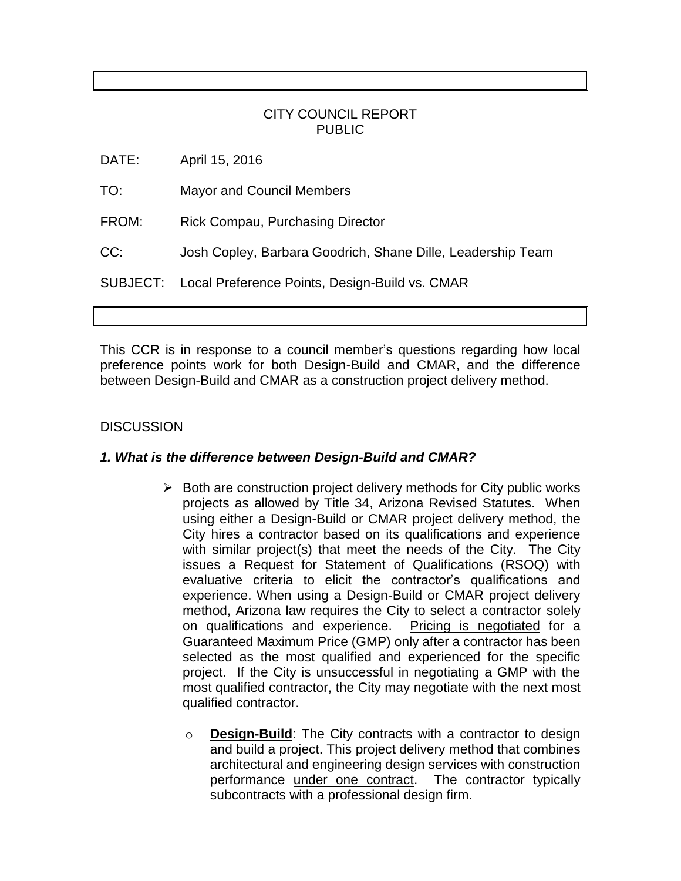CITY COUNCIL REPORT
PUBLIC

DATE: April 15, 2016

TO: Mayor and Council Members

FROM: Rick Compau, Purchasing Director

CC: Josh Copley, Barbara Goodrich, Shane Dille, Leadership Team

SUBJECT: Local Preference Points, Design-Build vs. CMAR

This CCR is in response to a council member's questions regarding how local preference points work for both Design-Build and CMAR, and the difference between Design-Build and CMAR as a construction project delivery method.

## DISCUSSION

### *1. What is the difference between Design-Build and CMAR?*

- Both are construction project delivery methods for City public works projects as allowed by Title 34, Arizona Revised Statutes. When using either a Design-Build or CMAR project delivery method, the City hires a contractor based on its qualifications and experience with similar project(s) that meet the needs of the City. The City issues a Request for Statement of Qualifications (RSOQ) with evaluative criteria to elicit the contractor's qualifications and experience. When using a Design-Build or CMAR project delivery method, Arizona law requires the City to select a contractor solely on qualifications and experience. Pricing is negotiated for a Guaranteed Maximum Price (GMP) only after a contractor has been selected as the most qualified and experienced for the specific project. If the City is unsuccessful in negotiating a GMP with the most qualified contractor, the City may negotiate with the next most qualified contractor.

  - **Design-Build**: The City contracts with a contractor to design and build a project. This project delivery method that combines architectural and engineering design services with construction performance under one contract. The contractor typically subcontracts with a professional design firm.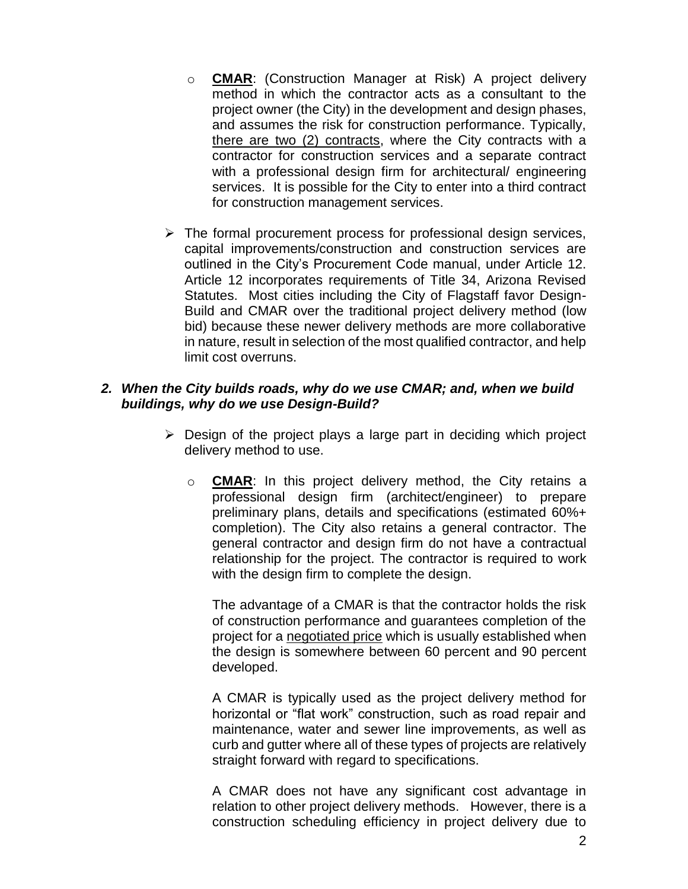- **CMAR**: (Construction Manager at Risk) A project delivery method in which the contractor acts as a consultant to the project owner (the City) in the development and design phases, and assumes the risk for construction performance. Typically, there are two (2) contracts, where the City contracts with a contractor for construction services and a separate contract with a professional design firm for architectural/ engineering services. It is possible for the City to enter into a third contract for construction management services.

- The formal procurement process for professional design services, capital improvements/construction and construction services are outlined in the City's Procurement Code manual, under Article 12. Article 12 incorporates requirements of Title 34, Arizona Revised Statutes. Most cities including the City of Flagstaff favor Design-Build and CMAR over the traditional project delivery method (low bid) because these newer delivery methods are more collaborative in nature, result in selection of the most qualified contractor, and help limit cost overruns.

***2. When the City builds roads, why do we use CMAR; and, when we build buildings, why do we use Design-Build?***

- Design of the project plays a large part in deciding which project delivery method to use.

  - **CMAR**: In this project delivery method, the City retains a professional design firm (architect/engineer) to prepare preliminary plans, details and specifications (estimated 60%+ completion). The City also retains a general contractor. The general contractor and design firm do not have a contractual relationship for the project. The contractor is required to work with the design firm to complete the design.

    The advantage of a CMAR is that the contractor holds the risk of construction performance and guarantees completion of the project for a negotiated price which is usually established when the design is somewhere between 60 percent and 90 percent developed.

    A CMAR is typically used as the project delivery method for horizontal or "flat work" construction, such as road repair and maintenance, water and sewer line improvements, as well as curb and gutter where all of these types of projects are relatively straight forward with regard to specifications.

    A CMAR does not have any significant cost advantage in relation to other project delivery methods. However, there is a construction scheduling efficiency in project delivery due to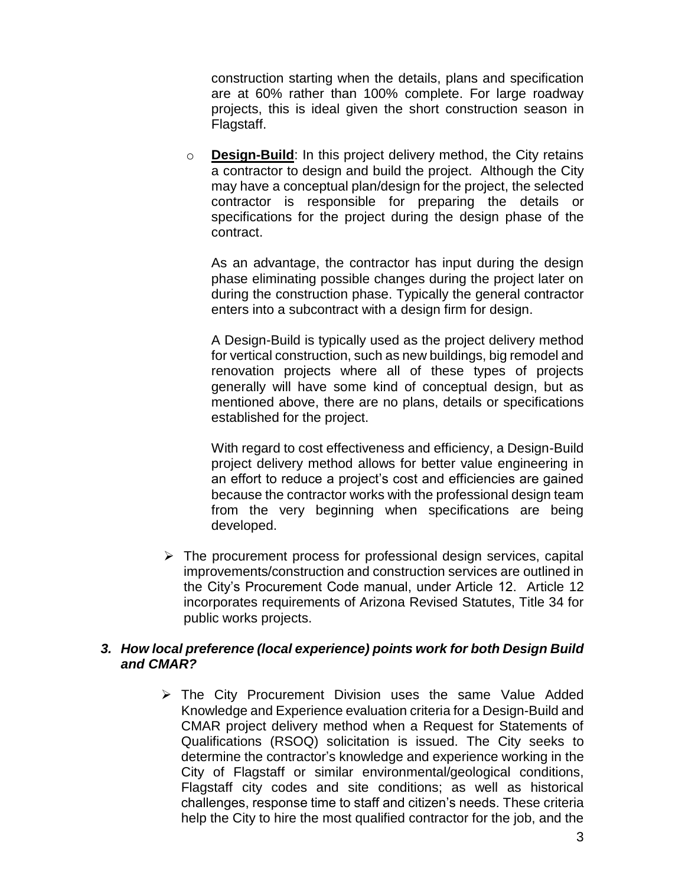construction starting when the details, plans and specification are at 60% rather than 100% complete. For large roadway projects, this is ideal given the short construction season in Flagstaff.

- **Design-Build**: In this project delivery method, the City retains a contractor to design and build the project. Although the City may have a conceptual plan/design for the project, the selected contractor is responsible for preparing the details or specifications for the project during the design phase of the contract.

  As an advantage, the contractor has input during the design phase eliminating possible changes during the project later on during the construction phase. Typically the general contractor enters into a subcontract with a design firm for design.

  A Design-Build is typically used as the project delivery method for vertical construction, such as new buildings, big remodel and renovation projects where all of these types of projects generally will have some kind of conceptual design, but as mentioned above, there are no plans, details or specifications established for the project.

  With regard to cost effectiveness and efficiency, a Design-Build project delivery method allows for better value engineering in an effort to reduce a project's cost and efficiencies are gained because the contractor works with the professional design team from the very beginning when specifications are being developed.

- The procurement process for professional design services, capital improvements/construction and construction services are outlined in the City's Procurement Code manual, under Article 12. Article 12 incorporates requirements of Arizona Revised Statutes, Title 34 for public works projects.

### *3. How local preference (local experience) points work for both Design Build and CMAR?*

- The City Procurement Division uses the same Value Added Knowledge and Experience evaluation criteria for a Design-Build and CMAR project delivery method when a Request for Statements of Qualifications (RSOQ) solicitation is issued. The City seeks to determine the contractor's knowledge and experience working in the City of Flagstaff or similar environmental/geological conditions, Flagstaff city codes and site conditions; as well as historical challenges, response time to staff and citizen's needs. These criteria help the City to hire the most qualified contractor for the job, and the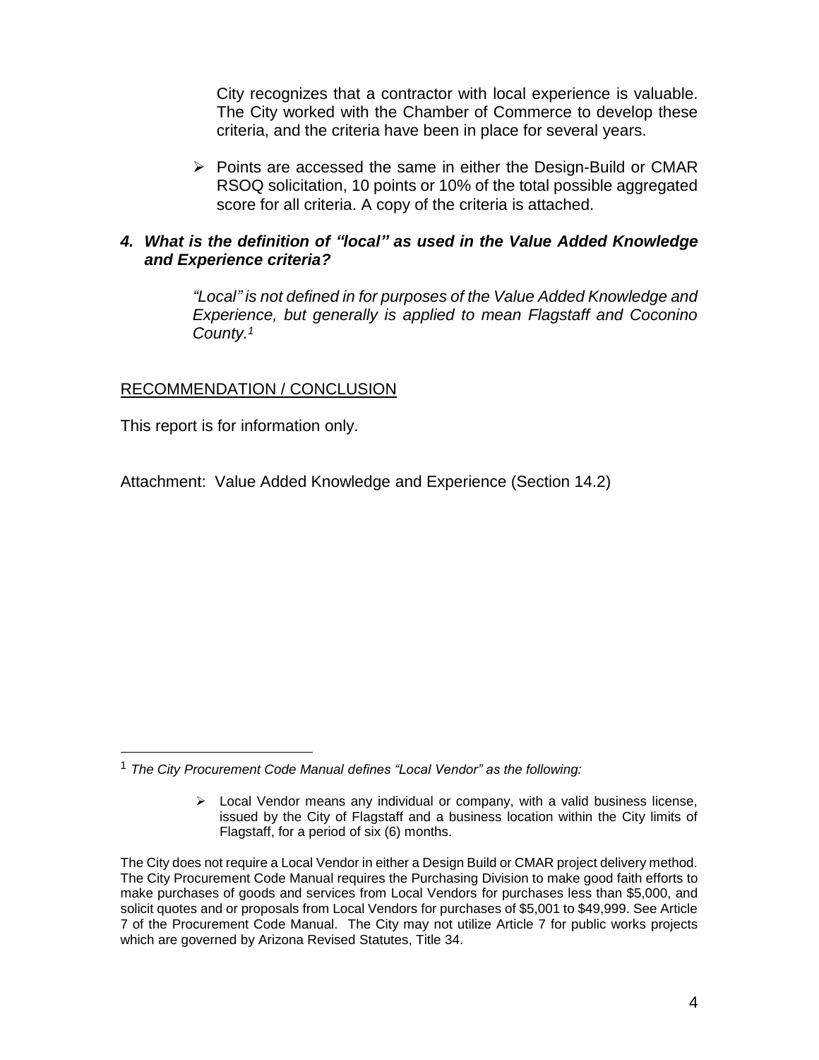City recognizes that a contractor with local experience is valuable. The City worked with the Chamber of Commerce to develop these criteria, and the criteria have been in place for several years.

- Points are accessed the same in either the Design-Build or CMAR RSOQ solicitation, 10 points or 10% of the total possible aggregated score for all criteria. A copy of the criteria is attached.

***4. What is the definition of "local" as used in the Value Added Knowledge and Experience criteria?***

*"Local" is not defined in for purposes of the Value Added Knowledge and Experience, but generally is applied to mean Flagstaff and Coconino County.[1]*

<u>RECOMMENDATION / CONCLUSION</u>

This report is for information only.

Attachment: Value Added Knowledge and Experience (Section 14.2)

---

[1] *The City Procurement Code Manual defines "Local Vendor" as the following:*

- Local Vendor means any individual or company, with a valid business license, issued by the City of Flagstaff and a business location within the City limits of Flagstaff, for a period of six (6) months.

The City does not require a Local Vendor in either a Design Build or CMAR project delivery method. The City Procurement Code Manual requires the Purchasing Division to make good faith efforts to make purchases of goods and services from Local Vendors for purchases less than $5,000, and solicit quotes and or proposals from Local Vendors for purchases of $5,001 to $49,999. See Article 7 of the Procurement Code Manual. The City may not utilize Article 7 for public works projects which are governed by Arizona Revised Statutes, Title 34.